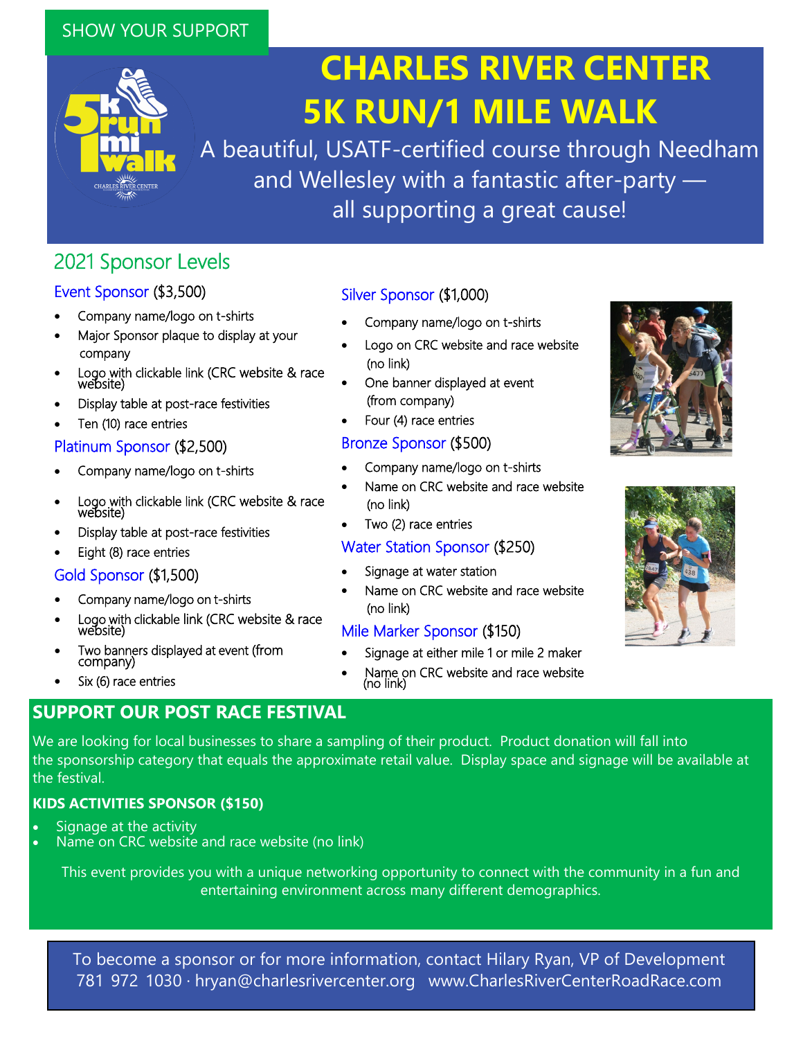SHOW YOUR SUPPORT

# CHARLES RIVER CENTER 5K RUN/1 MILE WALK

A beautiful, USATF-certified course through Needham and Wellesley with a fantastic after-party — all supporting a great cause!

## 2021 Sponsor Levels

### Event Sponsor ($3,500)

- Company name/logo on t-shirts
- Major Sponsor plaque to display at your company
- Logo with clickable link (CRC website & race website)
- Display table at post-race festivities
- Ten (10) race entries

### Platinum Sponsor ($2,500)

- Company name/logo on t-shirts
- Logo with clickable link (CRC website & race website)
- Display table at post-race festivities
- Eight (8) race entries

### Gold Sponsor ($1,500)

- Company name/logo on t-shirts
- Logo with clickable link (CRC website & race website)
- Two banners displayed at event (from company)
- Six (6) race entries

### Silver Sponsor ($1,000)

- Company name/logo on t-shirts
- Logo on CRC website and race website (no link)
- One banner displayed at event (from company)
- Four (4) race entries

### Bronze Sponsor ($500)

- Company name/logo on t-shirts
- Name on CRC website and race website (no link)
- Two (2) race entries

### Water Station Sponsor ($250)

- Signage at water station
- Name on CRC website and race website (no link)

### Mile Marker Sponsor ($150)

- Signage at either mile 1 or mile 2 maker
- Name on CRC website and race website (no link)

## SUPPORT OUR POST RACE FESTIVAL

We are looking for local businesses to share a sampling of their product. Product donation will fall into the sponsorship category that equals the approximate retail value. Display space and signage will be available at the festival.

**KIDS ACTIVITIES SPONSOR ($150)**

- Signage at the activity
- Name on CRC website and race website (no link)

This event provides you with a unique networking opportunity to connect with the community in a fun and entertaining environment across many different demographics.

To become a sponsor or for more information, contact Hilary Ryan, VP of Development
781 972 1030 · hryan@charlesrivercenter.org www.CharlesRiverCenterRoadRace.com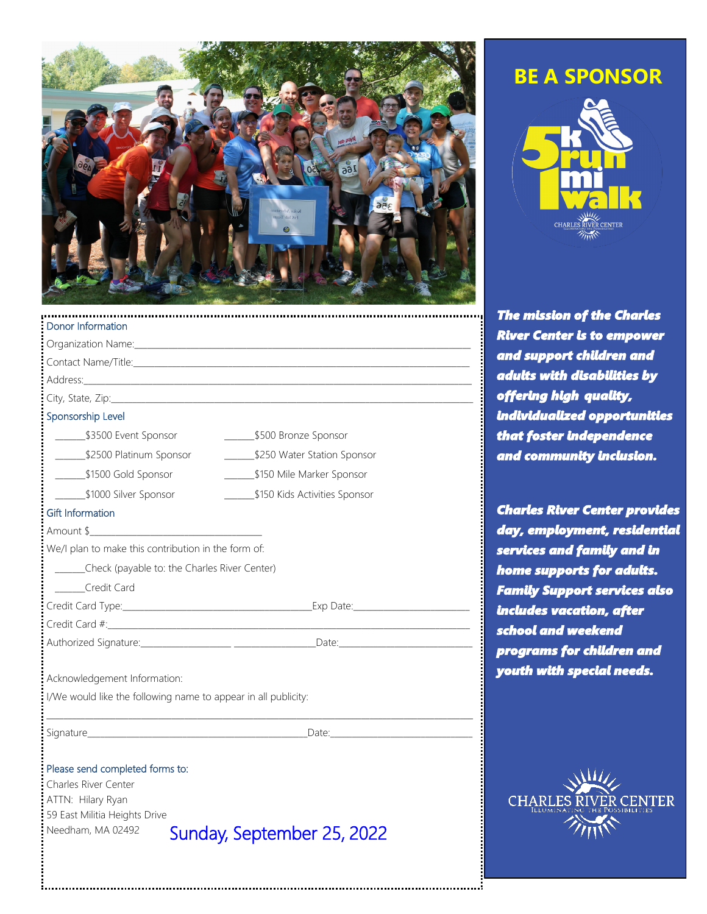# BE A SPONSOR

5k run 1mi walk

CHARLES RIVER CENTER

***The mission of the Charles River Center is to empower and support children and adults with disabilities by offering high quality, individualized opportunities that foster independence and community inclusion.***

***Charles River Center provides day, employment, residential services and family and in home supports for adults. Family Support services also includes vacation, after school and weekend programs for children and youth with special needs.***

## Donor Information

Organization Name:_______________________________________________

Contact Name/Title:_______________________________________________

Address:_______________________________________________

City, State, Zip:_______________________________________________

## Sponsorship Level

| | |
|---|---|
| ______$3500 Event Sponsor | ______$500 Bronze Sponsor |
| ______$2500 Platinum Sponsor | ______$250 Water Station Sponsor |
| ______$1500 Gold Sponsor | ______$150 Mile Marker Sponsor |
| ______$1000 Silver Sponsor | ______$150 Kids Activities Sponsor |

## Gift Information

Amount $_______________________

We/I plan to make this contribution in the form of:

______Check (payable to: the Charles River Center)

______Credit Card

Credit Card Type:_______________________ Exp Date:_______________

Credit Card #:_______________________________________________

Authorized Signature:______________ ______________Date:_______________

Acknowledgement Information:

I/We would like the following name to appear in all publicity:

_______________________________________________

Signature_______________________________Date:_______________

Please send completed forms to:

Charles River Center
ATTN: Hilary Ryan
59 East Militia Heights Drive
Needham, MA 02492

**Sunday, September 25, 2022**

CHARLES RIVER CENTER
ILLUMINATING THE POSSIBILITIES